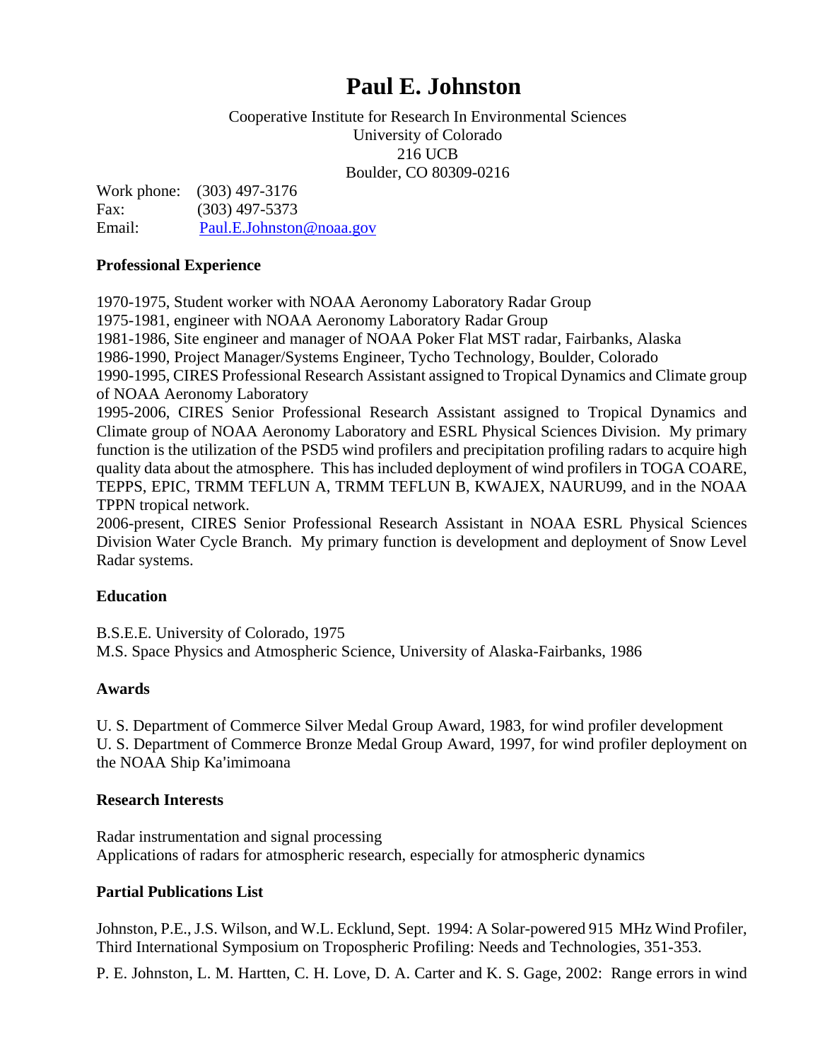# Paul E. Johnston

Cooperative Institute for Research In Environmental Sciences
University of Colorado
216 UCB
Boulder, CO 80309-0216

Work phone: (303) 497-3176
Fax: (303) 497-5373
Email: Paul.E.Johnston@noaa.gov

**Professional Experience**

1970-1975, Student worker with NOAA Aeronomy Laboratory Radar Group
1975-1981, engineer with NOAA Aeronomy Laboratory Radar Group
1981-1986, Site engineer and manager of NOAA Poker Flat MST radar, Fairbanks, Alaska
1986-1990, Project Manager/Systems Engineer, Tycho Technology, Boulder, Colorado
1990-1995, CIRES Professional Research Assistant assigned to Tropical Dynamics and Climate group of NOAA Aeronomy Laboratory
1995-2006, CIRES Senior Professional Research Assistant assigned to Tropical Dynamics and Climate group of NOAA Aeronomy Laboratory and ESRL Physical Sciences Division. My primary function is the utilization of the PSD5 wind profilers and precipitation profiling radars to acquire high quality data about the atmosphere. This has included deployment of wind profilers in TOGA COARE, TEPPS, EPIC, TRMM TEFLUN A, TRMM TEFLUN B, KWAJEX, NAURU99, and in the NOAA TPPN tropical network.
2006-present, CIRES Senior Professional Research Assistant in NOAA ESRL Physical Sciences Division Water Cycle Branch. My primary function is development and deployment of Snow Level Radar systems.

**Education**

B.S.E.E. University of Colorado, 1975
M.S. Space Physics and Atmospheric Science, University of Alaska-Fairbanks, 1986

**Awards**

U. S. Department of Commerce Silver Medal Group Award, 1983, for wind profiler development
U. S. Department of Commerce Bronze Medal Group Award, 1997, for wind profiler deployment on the NOAA Ship Ka'imimoana

**Research Interests**

Radar instrumentation and signal processing
Applications of radars for atmospheric research, especially for atmospheric dynamics

**Partial Publications List**

Johnston, P.E., J.S. Wilson, and W.L. Ecklund, Sept. 1994: A Solar-powered 915 MHz Wind Profiler, Third International Symposium on Tropospheric Profiling: Needs and Technologies, 351-353.

P. E. Johnston, L. M. Hartten, C. H. Love, D. A. Carter and K. S. Gage, 2002: Range errors in wind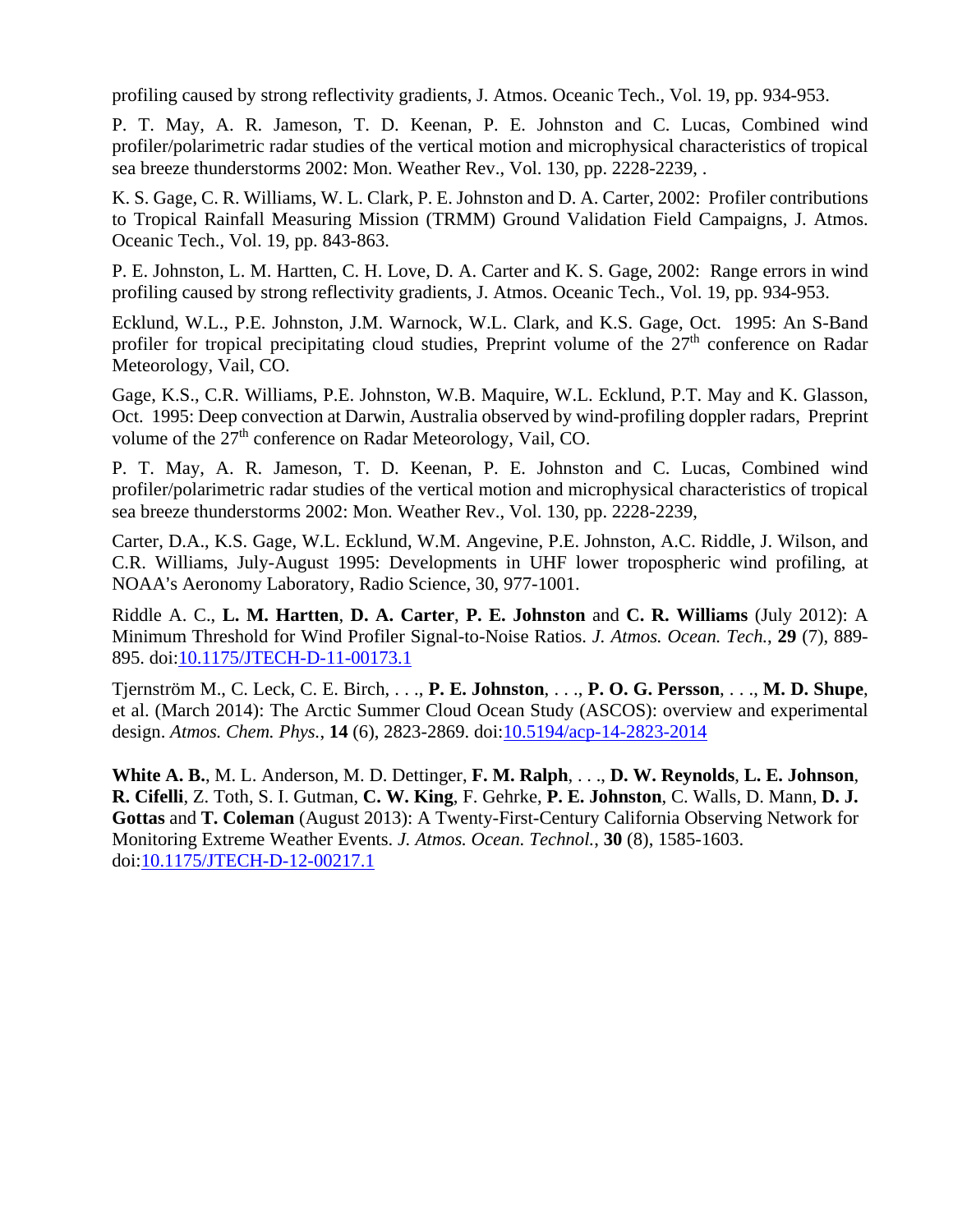profiling caused by strong reflectivity gradients, J. Atmos. Oceanic Tech., Vol. 19, pp. 934-953.

P. T. May, A. R. Jameson, T. D. Keenan, P. E. Johnston and C. Lucas, Combined wind profiler/polarimetric radar studies of the vertical motion and microphysical characteristics of tropical sea breeze thunderstorms 2002: Mon. Weather Rev., Vol. 130, pp. 2228-2239, .

K. S. Gage, C. R. Williams, W. L. Clark, P. E. Johnston and D. A. Carter, 2002: Profiler contributions to Tropical Rainfall Measuring Mission (TRMM) Ground Validation Field Campaigns, J. Atmos. Oceanic Tech., Vol. 19, pp. 843-863.

P. E. Johnston, L. M. Hartten, C. H. Love, D. A. Carter and K. S. Gage, 2002: Range errors in wind profiling caused by strong reflectivity gradients, J. Atmos. Oceanic Tech., Vol. 19, pp. 934-953.

Ecklund, W.L., P.E. Johnston, J.M. Warnock, W.L. Clark, and K.S. Gage, Oct. 1995: An S-Band profiler for tropical precipitating cloud studies, Preprint volume of the 27th conference on Radar Meteorology, Vail, CO.

Gage, K.S., C.R. Williams, P.E. Johnston, W.B. Maquire, W.L. Ecklund, P.T. May and K. Glasson, Oct. 1995: Deep convection at Darwin, Australia observed by wind-profiling doppler radars, Preprint volume of the 27th conference on Radar Meteorology, Vail, CO.

P. T. May, A. R. Jameson, T. D. Keenan, P. E. Johnston and C. Lucas, Combined wind profiler/polarimetric radar studies of the vertical motion and microphysical characteristics of tropical sea breeze thunderstorms 2002: Mon. Weather Rev., Vol. 130, pp. 2228-2239,

Carter, D.A., K.S. Gage, W.L. Ecklund, W.M. Angevine, P.E. Johnston, A.C. Riddle, J. Wilson, and C.R. Williams, July-August 1995: Developments in UHF lower tropospheric wind profiling, at NOAA's Aeronomy Laboratory, Radio Science, 30, 977-1001.

Riddle A. C., **L. M. Hartten**, **D. A. Carter**, **P. E. Johnston** and **C. R. Williams** (July 2012): A Minimum Threshold for Wind Profiler Signal-to-Noise Ratios. *J. Atmos. Ocean. Tech.*, **29** (7), 889-895. doi:10.1175/JTECH-D-11-00173.1

Tjernström M., C. Leck, C. E. Birch, . . ., **P. E. Johnston**, . . ., **P. O. G. Persson**, . . ., **M. D. Shupe**, et al. (March 2014): The Arctic Summer Cloud Ocean Study (ASCOS): overview and experimental design. *Atmos. Chem. Phys.*, **14** (6), 2823-2869. doi:10.5194/acp-14-2823-2014

**White A. B.**, M. L. Anderson, M. D. Dettinger, **F. M. Ralph**, . . ., **D. W. Reynolds**, **L. E. Johnson**, **R. Cifelli**, Z. Toth, S. I. Gutman, **C. W. King**, F. Gehrke, **P. E. Johnston**, C. Walls, D. Mann, **D. J. Gottas** and **T. Coleman** (August 2013): A Twenty-First-Century California Observing Network for Monitoring Extreme Weather Events. *J. Atmos. Ocean. Technol.*, **30** (8), 1585-1603. doi:10.1175/JTECH-D-12-00217.1